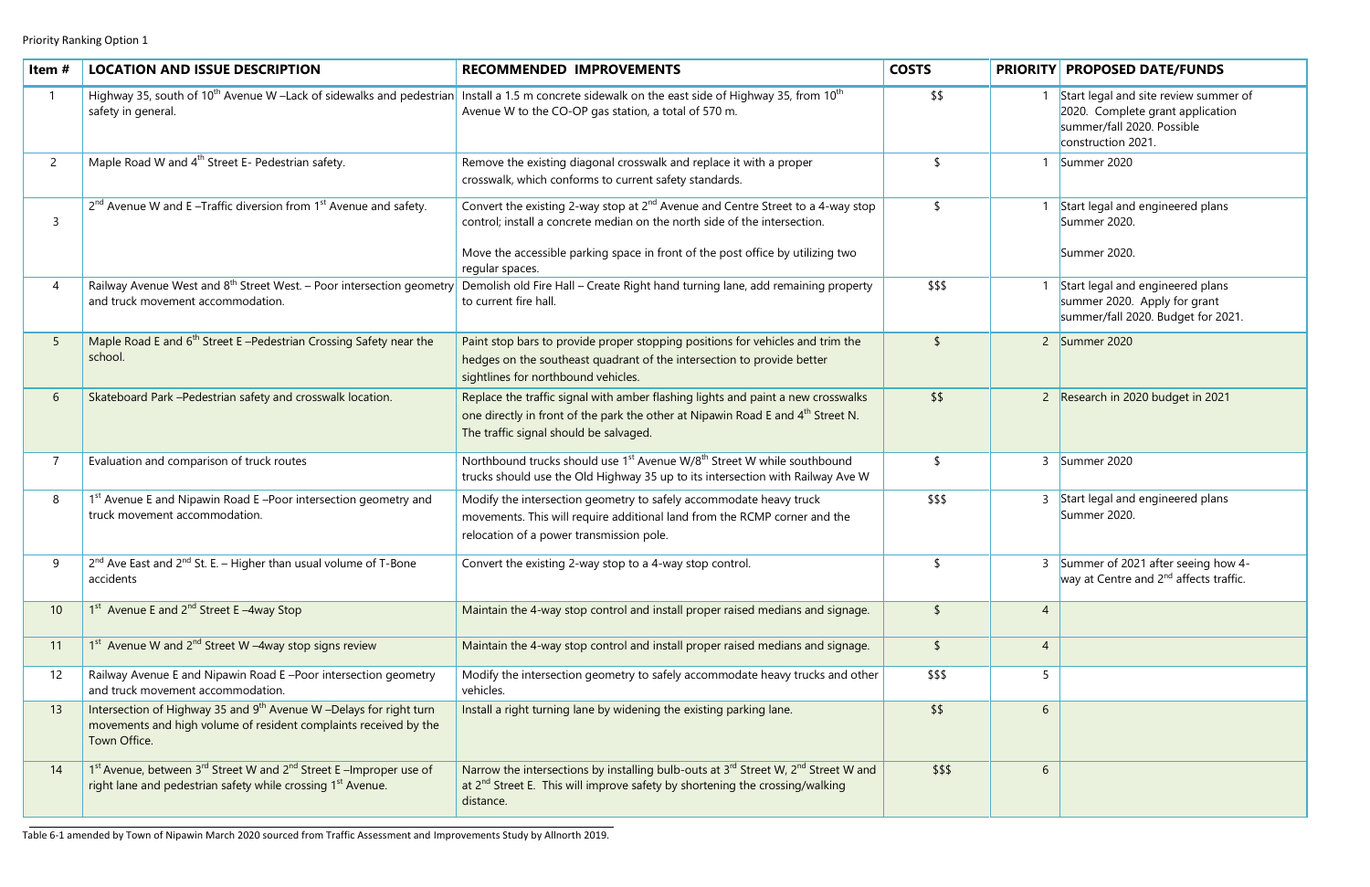Priority Ranking Option 1

| Item # | LOCATION AND ISSUE DESCRIPTION | RECOMMENDED IMPROVEMENTS | COSTS | PRIORITY | PROPOSED DATE/FUNDS |
|---|---|---|---|---|---|
| 1 | Highway 35, south of 10th Avenue W –Lack of sidewalks and pedestrian safety in general. | Install a 1.5 m concrete sidewalk on the east side of Highway 35, from 10th Avenue W to the CO-OP gas station, a total of 570 m. | $$ | 1 | Start legal and site review summer of 2020. Complete grant application summer/fall 2020. Possible construction 2021. |
| 2 | Maple Road W and 4th Street E- Pedestrian safety. | Remove the existing diagonal crosswalk and replace it with a proper crosswalk, which conforms to current safety standards. | $ | 1 | Summer 2020 |
| 3 | 2nd Avenue W and E –Traffic diversion from 1st Avenue and safety. | Convert the existing 2-way stop at 2nd Avenue and Centre Street to a 4-way stop control; install a concrete median on the north side of the intersection.<br><br>Move the accessible parking space in front of the post office by utilizing two regular spaces. | $ | 1 | Start legal and engineered plans Summer 2020.<br><br>Summer 2020. |
| 4 | Railway Avenue West and 8th Street West. – Poor intersection geometry and truck movement accommodation. | Demolish old Fire Hall – Create Right hand turning lane, add remaining property to current fire hall. | $$$ | 1 | Start legal and engineered plans summer 2020. Apply for grant summer/fall 2020. Budget for 2021. |
| 5 | Maple Road E and 6th Street E –Pedestrian Crossing Safety near the school. | Paint stop bars to provide proper stopping positions for vehicles and trim the hedges on the southeast quadrant of the intersection to provide better sightlines for northbound vehicles. | $ | 2 | Summer 2020 |
| 6 | Skateboard Park –Pedestrian safety and crosswalk location. | Replace the traffic signal with amber flashing lights and paint a new crosswalks one directly in front of the park the other at Nipawin Road E and 4th Street N. The traffic signal should be salvaged. | $$ | 2 | Research in 2020 budget in 2021 |
| 7 | Evaluation and comparison of truck routes | Northbound trucks should use 1st Avenue W/8th Street W while southbound trucks should use the Old Highway 35 up to its intersection with Railway Ave W | $ | 3 | Summer 2020 |
| 8 | 1st Avenue E and Nipawin Road E –Poor intersection geometry and truck movement accommodation. | Modify the intersection geometry to safely accommodate heavy truck movements. This will require additional land from the RCMP corner and the relocation of a power transmission pole. | $$$ | 3 | Start legal and engineered plans Summer 2020. |
| 9 | 2nd Ave East and 2nd St. E. – Higher than usual volume of T-Bone accidents | Convert the existing 2-way stop to a 4-way stop control. | $ | 3 | Summer of 2021 after seeing how 4-way at Centre and 2nd affects traffic. |
| 10 | 1st Avenue E and 2nd Street E –4way Stop | Maintain the 4-way stop control and install proper raised medians and signage. | $ | 4 | |
| 11 | 1st Avenue W and 2nd Street W –4way stop signs review | Maintain the 4-way stop control and install proper raised medians and signage. | $ | 4 | |
| 12 | Railway Avenue E and Nipawin Road E –Poor intersection geometry and truck movement accommodation. | Modify the intersection geometry to safely accommodate heavy trucks and other vehicles. | $$$ | 5 | |
| 13 | Intersection of Highway 35 and 9th Avenue W –Delays for right turn movements and high volume of resident complaints received by the Town Office. | Install a right turning lane by widening the existing parking lane. | $$ | 6 | |
| 14 | 1st Avenue, between 3rd Street W and 2nd Street E –Improper use of right lane and pedestrian safety while crossing 1st Avenue. | Narrow the intersections by installing bulb-outs at 3rd Street W, 2nd Street W and at 2nd Street E. This will improve safety by shortening the crossing/walking distance. | $$$ | 6 | |

Table 6-1 amended by Town of Nipawin March 2020 sourced from Traffic Assessment and Improvements Study by Allnorth 2019.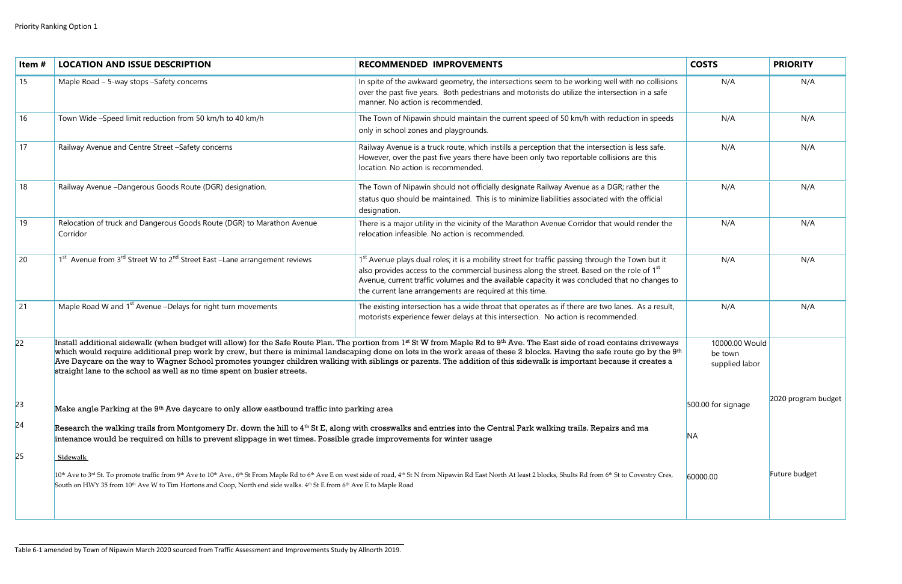Priority Ranking Option 1

| Item # | LOCATION AND ISSUE DESCRIPTION | RECOMMENDED IMPROVEMENTS | COSTS | PRIORITY |
|---|---|---|---|---|
| 15 | Maple Road – 5-way stops –Safety concerns | In spite of the awkward geometry, the intersections seem to be working well with no collisions over the past five years. Both pedestrians and motorists do utilize the intersection in a safe manner. No action is recommended. | N/A | N/A |
| 16 | Town Wide –Speed limit reduction from 50 km/h to 40 km/h | The Town of Nipawin should maintain the current speed of 50 km/h with reduction in speeds only in school zones and playgrounds. | N/A | N/A |
| 17 | Railway Avenue and Centre Street –Safety concerns | Railway Avenue is a truck route, which instills a perception that the intersection is less safe. However, over the past five years there have been only two reportable collisions are this location. No action is recommended. | N/A | N/A |
| 18 | Railway Avenue –Dangerous Goods Route (DGR) designation. | The Town of Nipawin should not officially designate Railway Avenue as a DGR; rather the status quo should be maintained. This is to minimize liabilities associated with the official designation. | N/A | N/A |
| 19 | Relocation of truck and Dangerous Goods Route (DGR) to Marathon Avenue Corridor | There is a major utility in the vicinity of the Marathon Avenue Corridor that would render the relocation infeasible. No action is recommended. | N/A | N/A |
| 20 | 1st Avenue from 3rd Street W to 2nd Street East –Lane arrangement reviews | 1st Avenue plays dual roles; it is a mobility street for traffic passing through the Town but it also provides access to the commercial business along the street. Based on the role of 1st Avenue, current traffic volumes and the available capacity it was concluded that no changes to the current lane arrangements are required at this time. | N/A | N/A |
| 21 | Maple Road W and 1st Avenue –Delays for right turn movements | The existing intersection has a wide throat that operates as if there are two lanes. As a result, motorists experience fewer delays at this intersection. No action is recommended. | N/A | N/A |
| 22 | Install additional sidewalk (when budget will allow) for the Safe Route Plan. The portion from 1st St W from Maple Rd to 9th Ave. The East side of road contains driveways which would require additional prep work by crew, but there is minimal landscaping done on lots in the work areas of these 2 blocks. Having the safe route go by the 9th Ave Daycare on the way to Wagner School promotes younger children walking with siblings or parents. The addition of this sidewalk is important because it creates a straight lane to the school as well as no time spent on busier streets. | | 10000.00 Would be town supplied labor | |
| 23 | Make angle Parking at the 9th Ave daycare to only allow eastbound traffic into parking area | | 500.00 for signage | 2020 program budget |
| 24 | Research the walking trails from Montgomery Dr. down the hill to 4th St E, along with crosswalks and entries into the Central Park walking trails. Repairs and maintenance would be required on hills to prevent slippage in wet times. Possible grade improvements for winter usage | | NA | |
| 25 | **Sidewalk** 10th Ave to 3rd St. To promote traffic from 9th Ave to 10th Ave., 6th St From Maple Rd to 6th Ave E on west side of road, 4th St N from Nipawin Rd East North At least 2 blocks, Shults Rd from 6th St to Coventry Cres, South on HWY 35 from 10th Ave W to Tim Hortons and Coop, North end side walks. 4th St E from 6th Ave E to Maple Road | | 60000.00 | Future budget |

Table 6-1 amended by Town of Nipawin March 2020 sourced from Traffic Assessment and Improvements Study by Allnorth 2019.